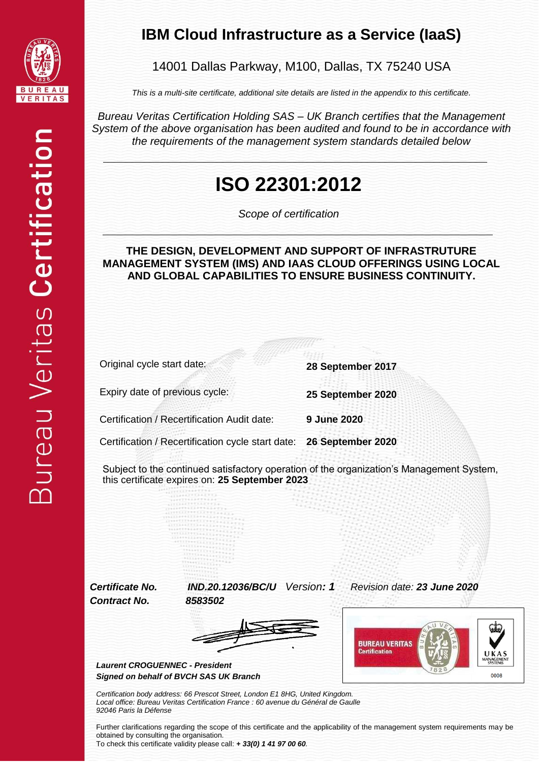# IBM Cloud Infrastructure as a Service (IaaS)

14001 Dallas Parkway, M100, Dallas, TX 75240 USA

*This is a multi-site certificate, additional site details are listed in the appendix to this certificate.*

*Bureau Veritas Certification Holding SAS – UK Branch certifies that the Management System of the above organisation has been audited and found to be in accordance with the requirements of the management system standards detailed below*

## ISO 22301:2012

*Scope of certification*

**THE DESIGN, DEVELOPMENT AND SUPPORT OF INFRASTRUTURE MANAGEMENT SYSTEM (IMS) AND IAAS CLOUD OFFERINGS USING LOCAL AND GLOBAL CAPABILITIES TO ENSURE BUSINESS CONTINUITY.**

| | |
|---|---|
| Original cycle start date: | **28 September 2017** |
| Expiry date of previous cycle: | **25 September 2020** |
| Certification / Recertification Audit date: | **9 June 2020** |
| Certification / Recertification cycle start date: | **26 September 2020** |

Subject to the continued satisfactory operation of the organization's Management System, this certificate expires on: **25 September 2023**

***Certificate No.*** ***IND.20.12036/BC/U*** *Version:* ***1*** *Revision date:* ***23 June 2020***

***Contract No.*** ***8583502***

***Laurent CROGUENNEC - President***
***Signed on behalf of BVCH SAS UK Branch***

BUREAU VERITAS Certification

UKAS MANAGEMENT SYSTEMS 0008

*Certification body address: 66 Prescot Street, London E1 8HG, United Kingdom.*
*Local office: Bureau Veritas Certification France : 60 avenue du Général de Gaulle 92046 Paris la Défense*

Further clarifications regarding the scope of this certificate and the applicability of the management system requirements may be obtained by consulting the organisation.
To check this certificate validity please call: ***+ 33(0) 1 41 97 00 60***.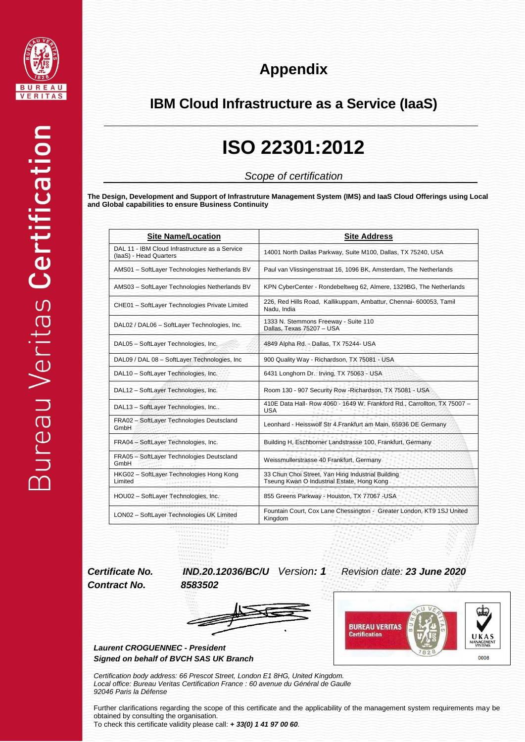# Appendix

## IBM Cloud Infrastructure as a Service (IaaS)

# ISO 22301:2012

*Scope of certification*

**The Design, Development and Support of Infrastruture Management System (IMS) and IaaS Cloud Offerings using Local and Global capabilities to ensure Business Continuity**

| Site Name/Location | Site Address |
|---|---|
| DAL 11 - IBM Cloud Infrastructure as a Service (IaaS) - Head Quarters | 14001 North Dallas Parkway, Suite M100, Dallas, TX 75240, USA |
| AMS01 – SoftLayer Technologies Netherlands BV | Paul van Vlissingenstraat 16, 1096 BK, Amsterdam, The Netherlands |
| AMS03 – SoftLayer Technologies Netherlands BV | KPN CyberCenter - Rondebeltweg 62, Almere, 1329BG, The Netherlands |
| CHE01 – SoftLayer Technologies Private Limited | 226, Red Hills Road, Kallikuppam, Ambattur, Chennai- 600053, Tamil Nadu, India |
| DAL02 / DAL06 – SoftLayer Technologies, Inc. | 1333 N. Stemmons Freeway - Suite 110 Dallas, Texas 75207 – USA |
| DAL05 – SoftLayer Technologies, Inc. | 4849 Alpha Rd. - Dallas, TX 75244- USA |
| DAL09 / DAL 08 – SoftLayer Technologies, Inc | 900 Quality Way - Richardson, TX 75081 - USA |
| DAL10 – SoftLayer Technologies, Inc. | 6431 Longhorn Dr. Irving, TX 75063 - USA |
| DAL12 – SoftLayer Technologies, Inc. | Room 130 - 907 Security Row -Richardson, TX 75081 - USA |
| DAL13 – SoftLayer Technologies, Inc.. | 410E Data Hall- Row 4060 - 1649 W. Frankford Rd., Carrollton, TX 75007 – USA |
| FRA02 – SoftLayer Technologies Deutscland GmbH | Leonhard - Heisswolf Str 4.Frankfurt am Main, 65936 DE Germany |
| FRA04 – SoftLayer Technologies, Inc. | Building H, Eschborner Landstrasse 100, Frankfurt, Germany |
| FRA05 – SoftLayer Technologies Deutscland GmbH | Weissmullerstrasse 40 Frankfurt, Germany |
| HKG02 – SoftLayer Technologies Hong Kong Limited | 33 Chun Choi Street, Yan Hing Industrial Building Tseung Kwan O Industrial Estate, Hong Kong |
| HOU02 – SoftLayer Technologies, Inc. | 855 Greens Parkway - Houston, TX 77067 -USA |
| LON02 – SoftLayer Technologies UK Limited | Fountain Court, Cox Lane Chessington - Greater London, KT9 1SJ United Kingdom |

***Certificate No.*** ***IND.20.12036/BC/U*** *Version:* ***1*** *Revision date:* ***23 June 2020***

***Contract No.*** ***8583502***

***Laurent CROGUENNEC - President***
***Signed on behalf of BVCH SAS UK Branch***

*Certification body address: 66 Prescot Street, London E1 8HG, United Kingdom.*
*Local office: Bureau Veritas Certification France : 60 avenue du Général de Gaulle 92046 Paris la Défense*

Further clarifications regarding the scope of this certificate and the applicability of the management system requirements may be obtained by consulting the organisation.
To check this certificate validity please call: ***+ 33(0) 1 41 97 00 60***.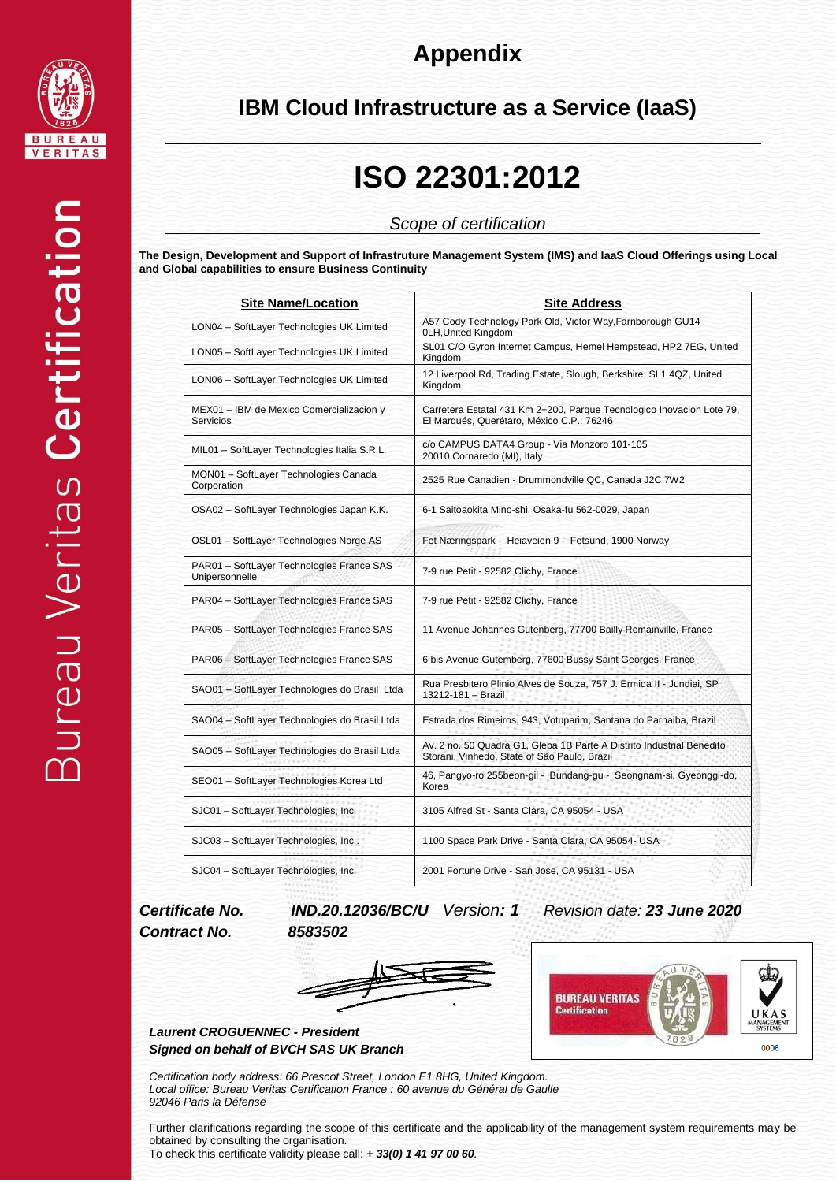# Appendix

## IBM Cloud Infrastructure as a Service (IaaS)

# ISO 22301:2012

*Scope of certification*

**The Design, Development and Support of Infrastruture Management System (IMS) and IaaS Cloud Offerings using Local and Global capabilities to ensure Business Continuity**

| Site Name/Location | Site Address |
|---|---|
| LON04 – SoftLayer Technologies UK Limited | A57 Cody Technology Park Old, Victor Way,Farnborough GU14 0LH,United Kingdom |
| LON05 – SoftLayer Technologies UK Limited | SL01 C/O Gyron Internet Campus, Hemel Hempstead, HP2 7EG, United Kingdom |
| LON06 – SoftLayer Technologies UK Limited | 12 Liverpool Rd, Trading Estate, Slough, Berkshire, SL1 4QZ, United Kingdom |
| MEX01 – IBM de Mexico Comercializacion y Servicios | Carretera Estatal 431 Km 2+200, Parque Tecnologico Inovacion Lote 79, El Marqués, Querétaro, México C.P.: 76246 |
| MIL01 – SoftLayer Technologies Italia S.R.L. | c/o CAMPUS DATA4 Group - Via Monzoro 101-105 20010 Cornaredo (MI), Italy |
| MON01 – SoftLayer Technologies Canada Corporation | 2525 Rue Canadien - Drummondville QC, Canada J2C 7W2 |
| OSA02 – SoftLayer Technologies Japan K.K. | 6-1 Saitoaokita Mino-shi, Osaka-fu 562-0029, Japan |
| OSL01 – SoftLayer Technologies Norge AS | Fet Næringspark - Heiaveien 9 - Fetsund, 1900 Norway |
| PAR01 – SoftLayer Technologies France SAS Unipersonnelle | 7-9 rue Petit - 92582 Clichy, France |
| PAR04 – SoftLayer Technologies France SAS | 7-9 rue Petit - 92582 Clichy, France |
| PAR05 – SoftLayer Technologies France SAS | 11 Avenue Johannes Gutenberg, 77700 Bailly Romainville, France |
| PAR06 – SoftLayer Technologies France SAS | 6 bis Avenue Gutemberg, 77600 Bussy Saint Georges, France |
| SAO01 – SoftLayer Technologies do Brasil Ltda | Rua Presbitero Plinio Alves de Souza, 757 J. Ermida II - Jundiai, SP 13212-181 – Brazil |
| SAO04 – SoftLayer Technologies do Brasil Ltda | Estrada dos Rimeiros, 943, Votuparim, Santana do Parnaiba, Brazil |
| SAO05 – SoftLayer Technologies do Brasil Ltda | Av. 2 no. 50 Quadra G1, Gleba 1B Parte A Distrito Industrial Benedito Storani, Vinhedo, State of São Paulo, Brazil |
| SEO01 – SoftLayer Technologies Korea Ltd | 46, Pangyo-ro 255beon-gil - Bundang-gu - Seongnam-si, Gyeonggi-do, Korea |
| SJC01 – SoftLayer Technologies, Inc. | 3105 Alfred St - Santa Clara, CA 95054 - USA |
| SJC03 – SoftLayer Technologies, Inc.. | 1100 Space Park Drive - Santa Clara, CA 95054- USA |
| SJC04 – SoftLayer Technologies, Inc. | 2001 Fortune Drive - San Jose, CA 95131 - USA |

***Certificate No.*** ***IND.20.12036/BC/U*** *Version*: ***1*** *Revision date:* ***23 June 2020***

***Contract No.*** ***8583502***

***Laurent CROGUENNEC - President***
***Signed on behalf of BVCH SAS UK Branch***

*Certification body address: 66 Prescot Street, London E1 8HG, United Kingdom.*
*Local office: Bureau Veritas Certification France : 60 avenue du Général de Gaulle 92046 Paris la Défense*

Further clarifications regarding the scope of this certificate and the applicability of the management system requirements may be obtained by consulting the organisation.
To check this certificate validity please call: ***+ 33(0) 1 41 97 00 60***.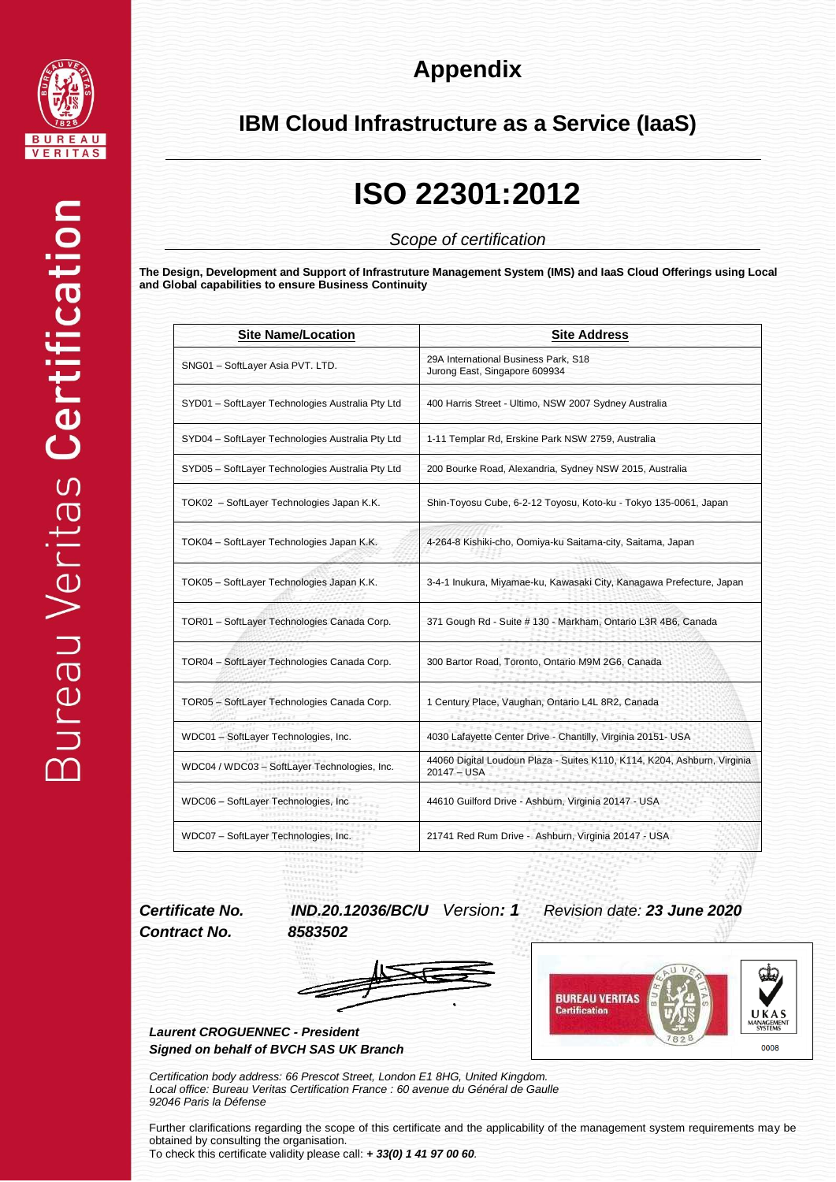# Appendix

## IBM Cloud Infrastructure as a Service (IaaS)

# ISO 22301:2012

*Scope of certification*

**The Design, Development and Support of Infrastruture Management System (IMS) and IaaS Cloud Offerings using Local and Global capabilities to ensure Business Continuity**

| Site Name/Location | Site Address |
| --- | --- |
| SNG01 – SoftLayer Asia PVT. LTD. | 29A International Business Park, S18 Jurong East, Singapore 609934 |
| SYD01 – SoftLayer Technologies Australia Pty Ltd | 400 Harris Street - Ultimo, NSW 2007 Sydney Australia |
| SYD04 – SoftLayer Technologies Australia Pty Ltd | 1-11 Templar Rd, Erskine Park NSW 2759, Australia |
| SYD05 – SoftLayer Technologies Australia Pty Ltd | 200 Bourke Road, Alexandria, Sydney NSW 2015, Australia |
| TOK02 – SoftLayer Technologies Japan K.K. | Shin-Toyosu Cube, 6-2-12 Toyosu, Koto-ku - Tokyo 135-0061, Japan |
| TOK04 – SoftLayer Technologies Japan K.K. | 4-264-8 Kishiki-cho, Oomiya-ku Saitama-city, Saitama, Japan |
| TOK05 – SoftLayer Technologies Japan K.K. | 3-4-1 Inukura, Miyamae-ku, Kawasaki City, Kanagawa Prefecture, Japan |
| TOR01 – SoftLayer Technologies Canada Corp. | 371 Gough Rd - Suite # 130 - Markham, Ontario L3R 4B6, Canada |
| TOR04 – SoftLayer Technologies Canada Corp. | 300 Bartor Road, Toronto, Ontario M9M 2G6, Canada |
| TOR05 – SoftLayer Technologies Canada Corp. | 1 Century Place, Vaughan, Ontario L4L 8R2, Canada |
| WDC01 – SoftLayer Technologies, Inc. | 4030 Lafayette Center Drive - Chantilly, Virginia 20151- USA |
| WDC04 / WDC03 – SoftLayer Technologies, Inc. | 44060 Digital Loudoun Plaza - Suites K110, K114, K204, Ashburn, Virginia 20147 – USA |
| WDC06 – SoftLayer Technologies, Inc | 44610 Guilford Drive - Ashburn, Virginia 20147 - USA |
| WDC07 – SoftLayer Technologies, Inc. | 21741 Red Rum Drive - Ashburn, Virginia 20147 - USA |

***Certificate No.*** ***IND.20.12036/BC/U*** *Version:* ***1*** *Revision date:* ***23 June 2020***

***Contract No.*** ***8583502***

***Laurent CROGUENNEC - President***
***Signed on behalf of BVCH SAS UK Branch***

*Certification body address: 66 Prescot Street, London E1 8HG, United Kingdom.*
*Local office: Bureau Veritas Certification France : 60 avenue du Général de Gaulle 92046 Paris la Défense*

Further clarifications regarding the scope of this certificate and the applicability of the management system requirements may be obtained by consulting the organisation.
To check this certificate validity please call: ***+ 33(0) 1 41 97 00 60***.